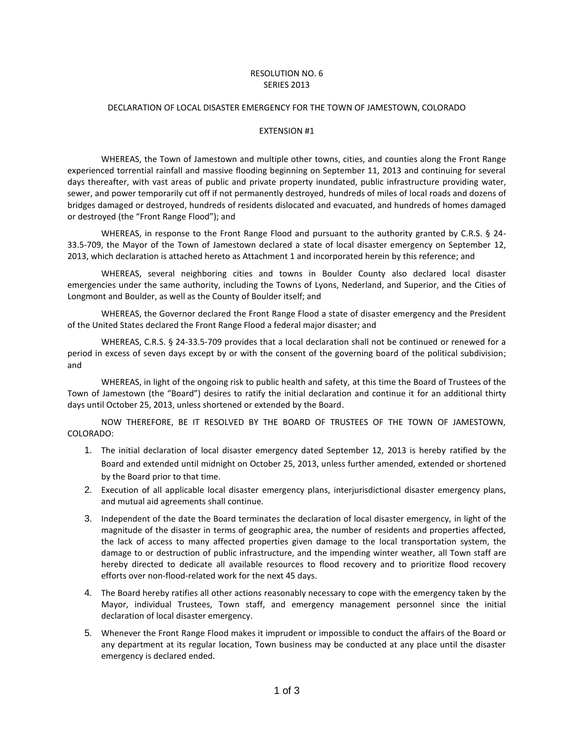# RESOLUTION NO. 6
# SERIES 2013

## DECLARATION OF LOCAL DISASTER EMERGENCY FOR THE TOWN OF JAMESTOWN, COLORADO

### EXTENSION #1

WHEREAS, the Town of Jamestown and multiple other towns, cities, and counties along the Front Range experienced torrential rainfall and massive flooding beginning on September 11, 2013 and continuing for several days thereafter, with vast areas of public and private property inundated, public infrastructure providing water, sewer, and power temporarily cut off if not permanently destroyed, hundreds of miles of local roads and dozens of bridges damaged or destroyed, hundreds of residents dislocated and evacuated, and hundreds of homes damaged or destroyed (the "Front Range Flood"); and

WHEREAS, in response to the Front Range Flood and pursuant to the authority granted by C.R.S. § 24-33.5-709, the Mayor of the Town of Jamestown declared a state of local disaster emergency on September 12, 2013, which declaration is attached hereto as Attachment 1 and incorporated herein by this reference; and

WHEREAS, several neighboring cities and towns in Boulder County also declared local disaster emergencies under the same authority, including the Towns of Lyons, Nederland, and Superior, and the Cities of Longmont and Boulder, as well as the County of Boulder itself; and

WHEREAS, the Governor declared the Front Range Flood a state of disaster emergency and the President of the United States declared the Front Range Flood a federal major disaster; and

WHEREAS, C.R.S. § 24-33.5-709 provides that a local declaration shall not be continued or renewed for a period in excess of seven days except by or with the consent of the governing board of the political subdivision; and

WHEREAS, in light of the ongoing risk to public health and safety, at this time the Board of Trustees of the Town of Jamestown (the "Board") desires to ratify the initial declaration and continue it for an additional thirty days until October 25, 2013, unless shortened or extended by the Board.

NOW THEREFORE, BE IT RESOLVED BY THE BOARD OF TRUSTEES OF THE TOWN OF JAMESTOWN, COLORADO:

1. The initial declaration of local disaster emergency dated September 12, 2013 is hereby ratified by the Board and extended until midnight on October 25, 2013, unless further amended, extended or shortened by the Board prior to that time.
2. Execution of all applicable local disaster emergency plans, interjurisdictional disaster emergency plans, and mutual aid agreements shall continue.
3. Independent of the date the Board terminates the declaration of local disaster emergency, in light of the magnitude of the disaster in terms of geographic area, the number of residents and properties affected, the lack of access to many affected properties given damage to the local transportation system, the damage to or destruction of public infrastructure, and the impending winter weather, all Town staff are hereby directed to dedicate all available resources to flood recovery and to prioritize flood recovery efforts over non-flood-related work for the next 45 days.
4. The Board hereby ratifies all other actions reasonably necessary to cope with the emergency taken by the Mayor, individual Trustees, Town staff, and emergency management personnel since the initial declaration of local disaster emergency.
5. Whenever the Front Range Flood makes it imprudent or impossible to conduct the affairs of the Board or any department at its regular location, Town business may be conducted at any place until the disaster emergency is declared ended.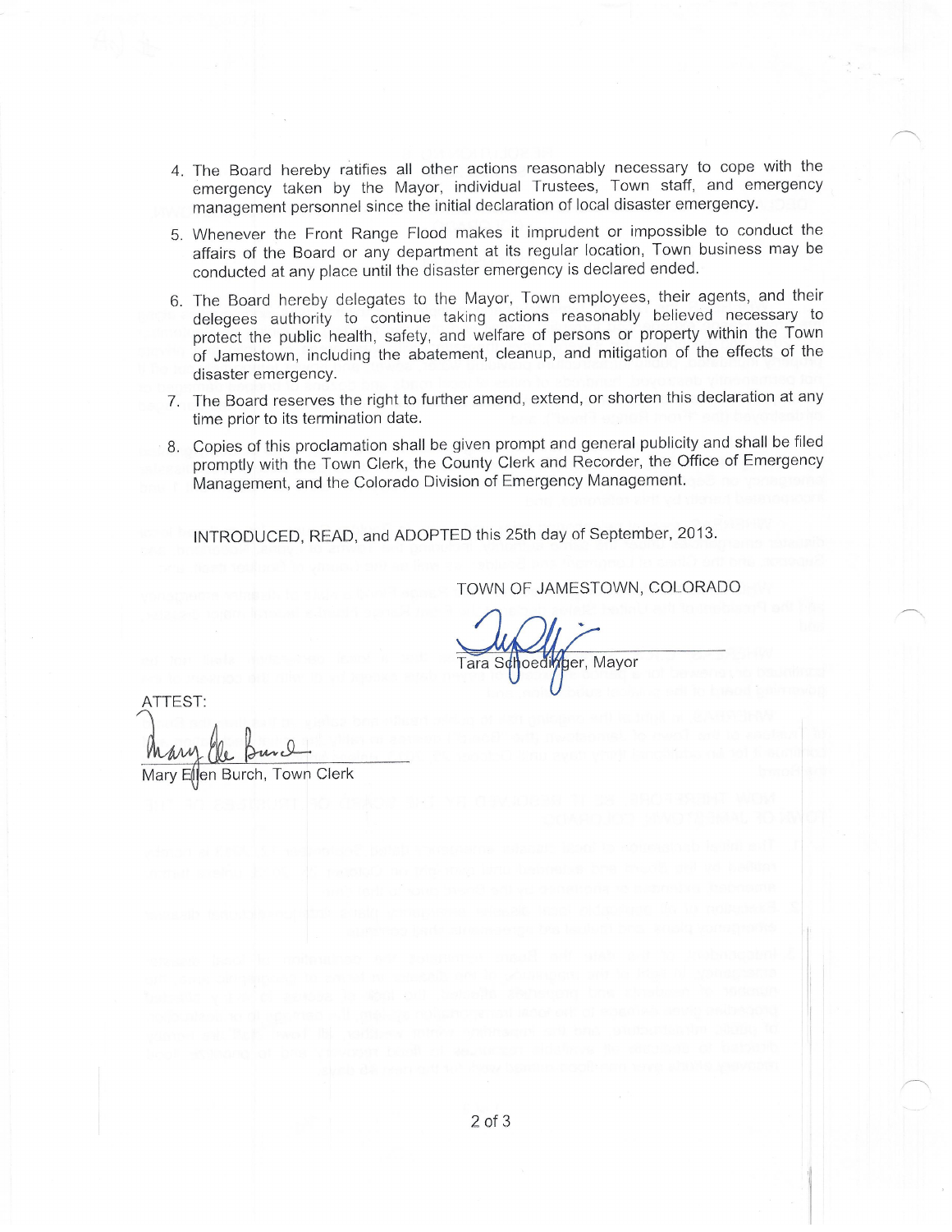4. The Board hereby ratifies all other actions reasonably necessary to cope with the emergency taken by the Mayor, individual Trustees, Town staff, and emergency management personnel since the initial declaration of local disaster emergency.
5. Whenever the Front Range Flood makes it imprudent or impossible to conduct the affairs of the Board or any department at its regular location, Town business may be conducted at any place until the disaster emergency is declared ended.
6. The Board hereby delegates to the Mayor, Town employees, their agents, and their delegees authority to continue taking actions reasonably believed necessary to protect the public health, safety, and welfare of persons or property within the Town of Jamestown, including the abatement, cleanup, and mitigation of the effects of the disaster emergency.
7. The Board reserves the right to further amend, extend, or shorten this declaration at any time prior to its termination date.
8. Copies of this proclamation shall be given prompt and general publicity and shall be filed promptly with the Town Clerk, the County Clerk and Recorder, the Office of Emergency Management, and the Colorado Division of Emergency Management.

INTRODUCED, READ, and ADOPTED this 25th day of September, 2013.

TOWN OF JAMESTOWN, COLORADO

Tara Schoedinger, Mayor

ATTEST:

Mary Ellen Burch, Town Clerk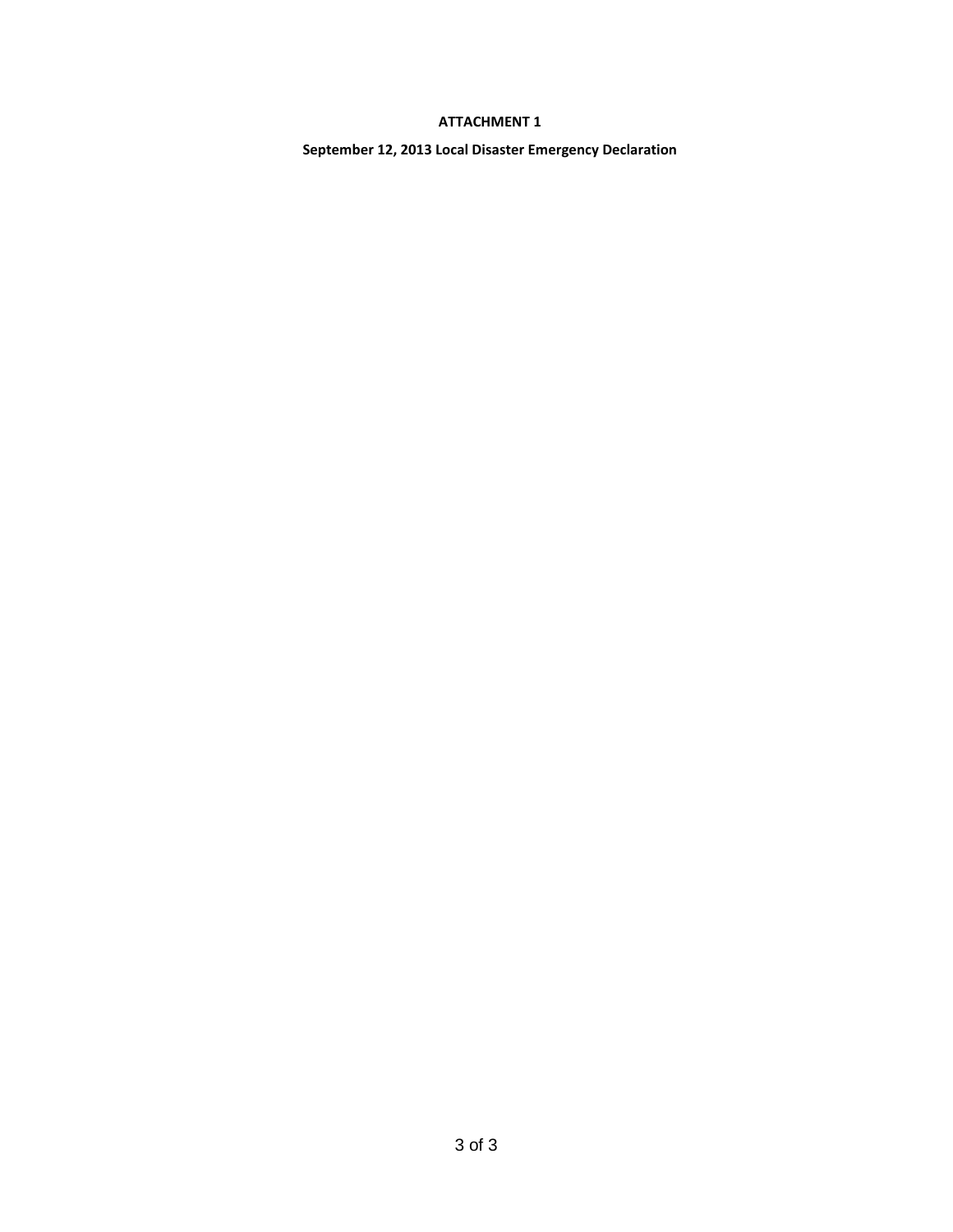**ATTACHMENT 1**

**September 12, 2013 Local Disaster Emergency Declaration**